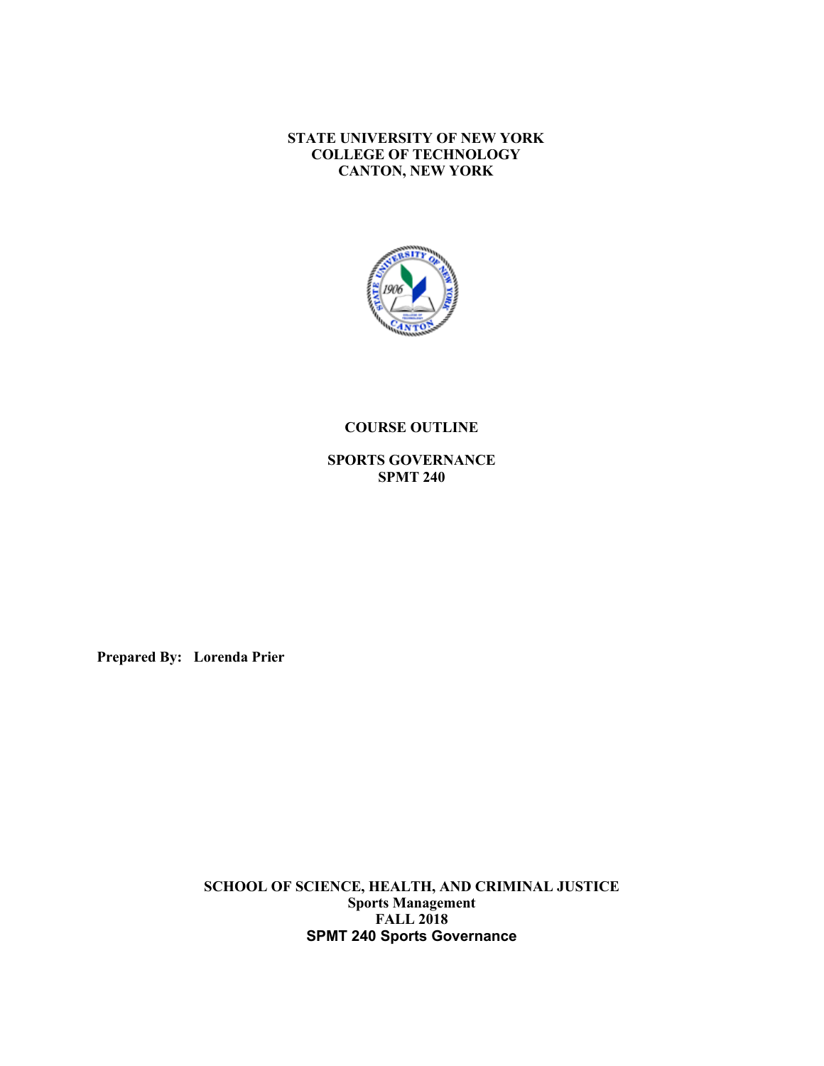**STATE UNIVERSITY OF NEW YORK**
**COLLEGE OF TECHNOLOGY**
**CANTON, NEW YORK**

# COURSE OUTLINE

## SPORTS GOVERNANCE
## SPMT 240

**Prepared By: Lorenda Prier**

**SCHOOL OF SCIENCE, HEALTH, AND CRIMINAL JUSTICE**
**Sports Management**
**FALL 2018**
**SPMT 240 Sports Governance**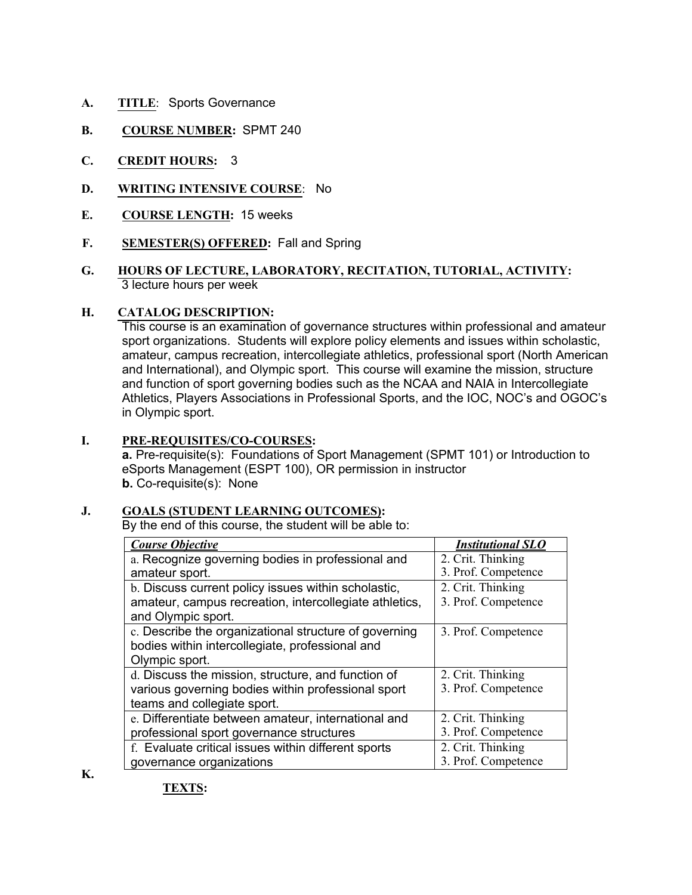**A. TITLE**: Sports Governance

**B. COURSE NUMBER:** SPMT 240

**C. CREDIT HOURS:** 3

**D. WRITING INTENSIVE COURSE**: No

**E. COURSE LENGTH:** 15 weeks

**F. SEMESTER(S) OFFERED:** Fall and Spring

**G. HOURS OF LECTURE, LABORATORY, RECITATION, TUTORIAL, ACTIVITY:**
3 lecture hours per week

**H. CATALOG DESCRIPTION:**
This course is an examination of governance structures within professional and amateur sport organizations. Students will explore policy elements and issues within scholastic, amateur, campus recreation, intercollegiate athletics, professional sport (North American and International), and Olympic sport. This course will examine the mission, structure and function of sport governing bodies such as the NCAA and NAIA in Intercollegiate Athletics, Players Associations in Professional Sports, and the IOC, NOC's and OGOC's in Olympic sport.

**I. PRE-REQUISITES/CO-COURSES:**
**a.** Pre-requisite(s): Foundations of Sport Management (SPMT 101) or Introduction to eSports Management (ESPT 100), OR permission in instructor
**b.** Co-requisite(s): None

**J. GOALS (STUDENT LEARNING OUTCOMES):**
By the end of this course, the student will be able to:

| ***Course Objective*** | ***Institutional SLO*** |
|---|---|
| a. Recognize governing bodies in professional and amateur sport. | 2. Crit. Thinking<br>3. Prof. Competence |
| b. Discuss current policy issues within scholastic, amateur, campus recreation, intercollegiate athletics, and Olympic sport. | 2. Crit. Thinking<br>3. Prof. Competence |
| c. Describe the organizational structure of governing bodies within intercollegiate, professional and Olympic sport. | 3. Prof. Competence |
| d. Discuss the mission, structure, and function of various governing bodies within professional sport teams and collegiate sport. | 2. Crit. Thinking<br>3. Prof. Competence |
| e. Differentiate between amateur, international and professional sport governance structures | 2. Crit. Thinking<br>3. Prof. Competence |
| f. Evaluate critical issues within different sports governance organizations | 2. Crit. Thinking<br>3. Prof. Competence |

**K. TEXTS:**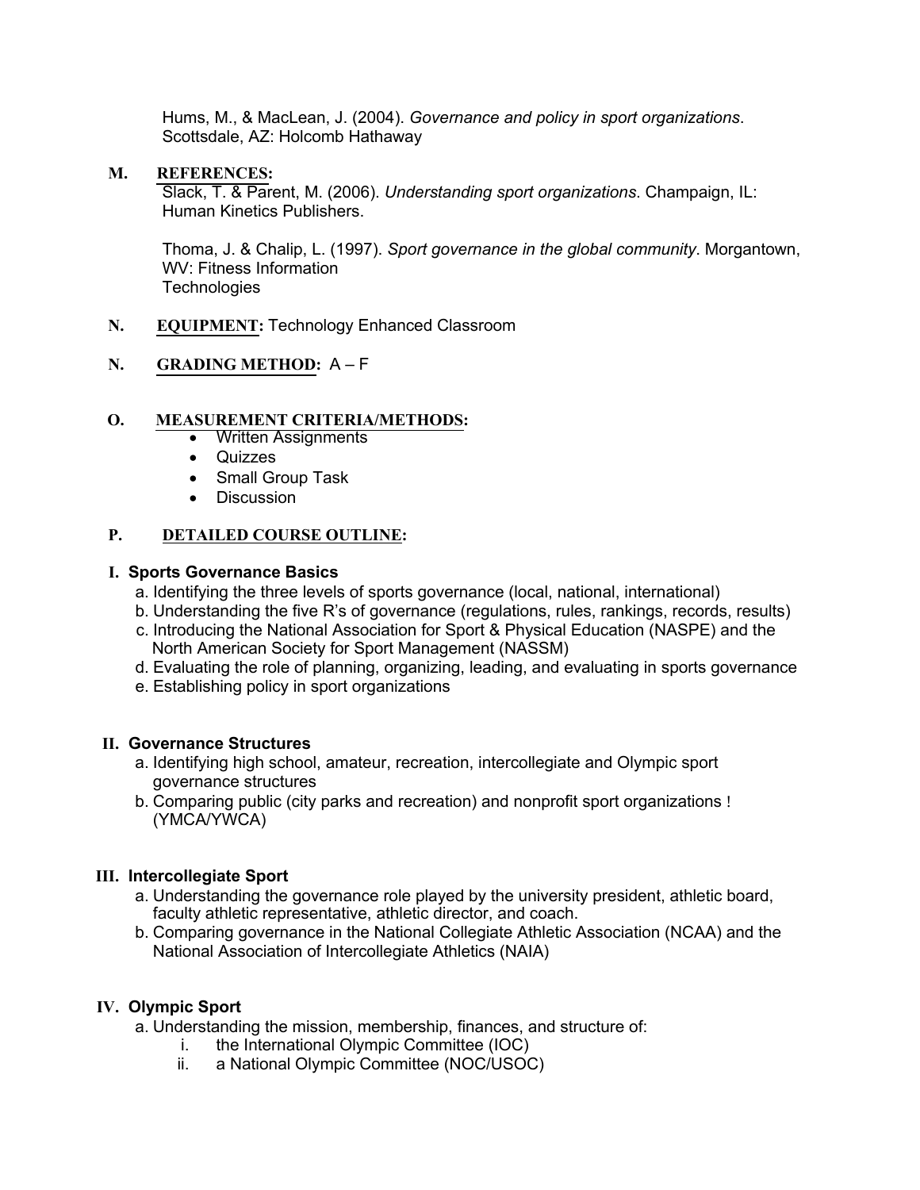Hums, M., & MacLean, J. (2004). *Governance and policy in sport organizations*. Scottsdale, AZ: Holcomb Hathaway

**M. REFERENCES:**

Slack, T. & Parent, M. (2006). *Understanding sport organizations*. Champaign, IL: Human Kinetics Publishers.

Thoma, J. & Chalip, L. (1997). *Sport governance in the global community*. Morgantown, WV: Fitness Information Technologies

**N. EQUIPMENT:** Technology Enhanced Classroom

**N. GRADING METHOD:** A – F

**O. MEASUREMENT CRITERIA/METHODS:**

- Written Assignments
- Quizzes
- Small Group Task
- Discussion

**P. DETAILED COURSE OUTLINE:**

**I. Sports Governance Basics**

a. Identifying the three levels of sports governance (local, national, international)
b. Understanding the five R's of governance (regulations, rules, rankings, records, results)
c. Introducing the National Association for Sport & Physical Education (NASPE) and the North American Society for Sport Management (NASSM)
d. Evaluating the role of planning, organizing, leading, and evaluating in sports governance
e. Establishing policy in sport organizations

**II. Governance Structures**

a. Identifying high school, amateur, recreation, intercollegiate and Olympic sport governance structures
b. Comparing public (city parks and recreation) and nonprofit sport organizations ! (YMCA/YWCA)

**III. Intercollegiate Sport**

a. Understanding the governance role played by the university president, athletic board, faculty athletic representative, athletic director, and coach.
b. Comparing governance in the National Collegiate Athletic Association (NCAA) and the National Association of Intercollegiate Athletics (NAIA)

**IV. Olympic Sport**

a. Understanding the mission, membership, finances, and structure of:
   i. the International Olympic Committee (IOC)
   ii. a National Olympic Committee (NOC/USOC)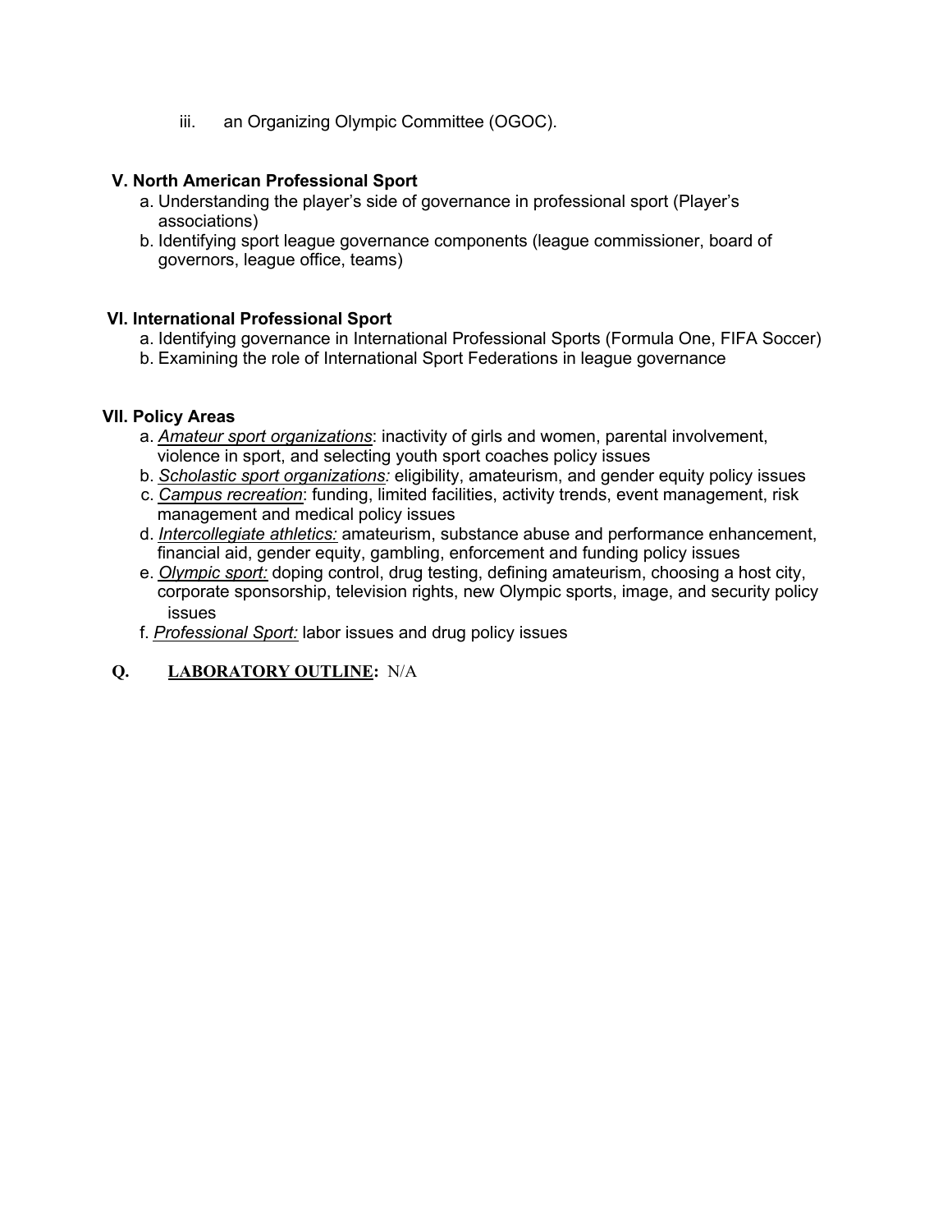iii. an Organizing Olympic Committee (OGOC).

**V. North American Professional Sport**

a. Understanding the player's side of governance in professional sport (Player's associations)
b. Identifying sport league governance components (league commissioner, board of governors, league office, teams)

**VI. International Professional Sport**

a. Identifying governance in International Professional Sports (Formula One, FIFA Soccer)
b. Examining the role of International Sport Federations in league governance

**VII. Policy Areas**

a. *Amateur sport organizations*: inactivity of girls and women, parental involvement, violence in sport, and selecting youth sport coaches policy issues
b. *Scholastic sport organizations:* eligibility, amateurism, and gender equity policy issues
c. *Campus recreation*: funding, limited facilities, activity trends, event management, risk management and medical policy issues
d. *Intercollegiate athletics:* amateurism, substance abuse and performance enhancement, financial aid, gender equity, gambling, enforcement and funding policy issues
e. *Olympic sport:* doping control, drug testing, defining amateurism, choosing a host city, corporate sponsorship, television rights, new Olympic sports, image, and security policy issues
f. *Professional Sport:* labor issues and drug policy issues

**Q. LABORATORY OUTLINE:** N/A